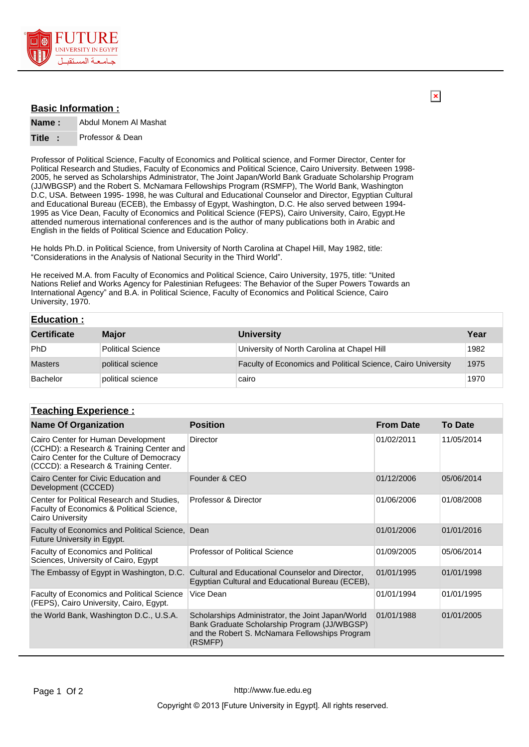## Basic Information :

| | |
|---|---|
| **Name :** | Abdul Monem Al Mashat |
| **Title :** | Professor & Dean |

Professor of Political Science, Faculty of Economics and Political science, and Former Director, Center for Political Research and Studies, Faculty of Economics and Political Science, Cairo University. Between 1998-2005, he served as Scholarships Administrator, The Joint Japan/World Bank Graduate Scholarship Program (JJ/WBGSP) and the Robert S. McNamara Fellowships Program (RSMFP), The World Bank, Washington D.C, USA. Between 1995- 1998, he was Cultural and Educational Counselor and Director, Egyptian Cultural and Educational Bureau (ECEB), the Embassy of Egypt, Washington, D.C. He also served between 1994-1995 as Vice Dean, Faculty of Economics and Political Science (FEPS), Cairo University, Cairo, Egypt.He attended numerous international conferences and is the author of many publications both in Arabic and English in the fields of Political Science and Education Policy.

He holds Ph.D. in Political Science, from University of North Carolina at Chapel Hill, May 1982, title: "Considerations in the Analysis of National Security in the Third World".

He received M.A. from Faculty of Economics and Political Science, Cairo University, 1975, title: "United Nations Relief and Works Agency for Palestinian Refugees: The Behavior of the Super Powers Towards an International Agency" and B.A. in Political Science, Faculty of Economics and Political Science, Cairo University, 1970.

## Education :

| Certificate | Major | University | Year |
|---|---|---|---|
| PhD | Political Science | University of North Carolina at Chapel Hill | 1982 |
| Masters | political science | Faculty of Economics and Political Science, Cairo University | 1975 |
| Bachelor | political science | cairo | 1970 |

## Teaching Experience :

| Name Of Organization | Position | From Date | To Date |
|---|---|---|---|
| Cairo Center for Human Development (CCHD): a Research & Training Center and Cairo Center for the Culture of Democracy (CCCD): a Research & Training Center. | Director | 01/02/2011 | 11/05/2014 |
| Cairo Center for Civic Education and Development (CCCED) | Founder & CEO | 01/12/2006 | 05/06/2014 |
| Center for Political Research and Studies, Faculty of Economics & Political Science, Cairo University | Professor & Director | 01/06/2006 | 01/08/2008 |
| Faculty of Economics and Political Science, Future University in Egypt. | Dean | 01/01/2006 | 01/01/2016 |
| Faculty of Economics and Political Sciences, University of Cairo, Egypt | Professor of Political Science | 01/09/2005 | 05/06/2014 |
| The Embassy of Egypt in Washington, D.C. | Cultural and Educational Counselor and Director, Egyptian Cultural and Educational Bureau (ECEB), | 01/01/1995 | 01/01/1998 |
| Faculty of Economics and Political Science (FEPS), Cairo University, Cairo, Egypt. | Vice Dean | 01/01/1994 | 01/01/1995 |
| the World Bank, Washington D.C., U.S.A. | Scholarships Administrator, the Joint Japan/World Bank Graduate Scholarship Program (JJ/WBGSP) and the Robert S. McNamara Fellowships Program (RSMFP) | 01/01/1988 | 01/01/2005 |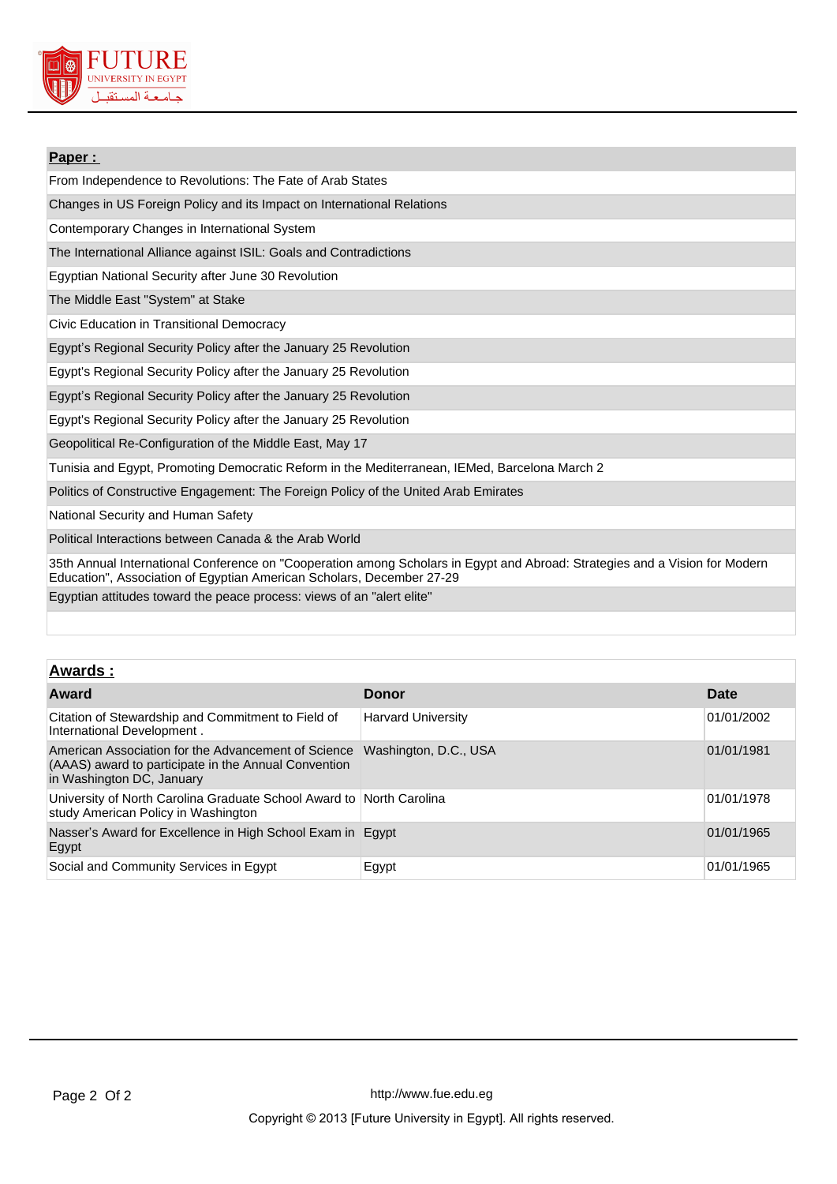**Paper :**

From Independence to Revolutions: The Fate of Arab States

Changes in US Foreign Policy and its Impact on International Relations

Contemporary Changes in International System

The International Alliance against ISIL: Goals and Contradictions

Egyptian National Security after June 30 Revolution

The Middle East "System" at Stake

Civic Education in Transitional Democracy

Egypt’s Regional Security Policy after the January 25 Revolution

Egypt's Regional Security Policy after the January 25 Revolution

Egypt’s Regional Security Policy after the January 25 Revolution

Egypt's Regional Security Policy after the January 25 Revolution

Geopolitical Re-Configuration of the Middle East, May 17

Tunisia and Egypt, Promoting Democratic Reform in the Mediterranean, IEMed, Barcelona March 2

Politics of Constructive Engagement: The Foreign Policy of the United Arab Emirates

National Security and Human Safety

Political Interactions between Canada & the Arab World

35th Annual International Conference on "Cooperation among Scholars in Egypt and Abroad: Strategies and a Vision for Modern Education", Association of Egyptian American Scholars, December 27-29

Egyptian attitudes toward the peace process: views of an "alert elite"

**Awards :**

| Award | Donor | Date |
|---|---|---|
| Citation of Stewardship and Commitment to Field of International Development . | Harvard University | 01/01/2002 |
| American Association for the Advancement of Science (AAAS) award to participate in the Annual Convention in Washington DC, January | Washington, D.C., USA | 01/01/1981 |
| University of North Carolina Graduate School Award to study American Policy in Washington | North Carolina | 01/01/1978 |
| Nasser’s Award for Excellence in High School Exam in Egypt | Egypt | 01/01/1965 |
| Social and Community Services in Egypt | Egypt | 01/01/1965 |